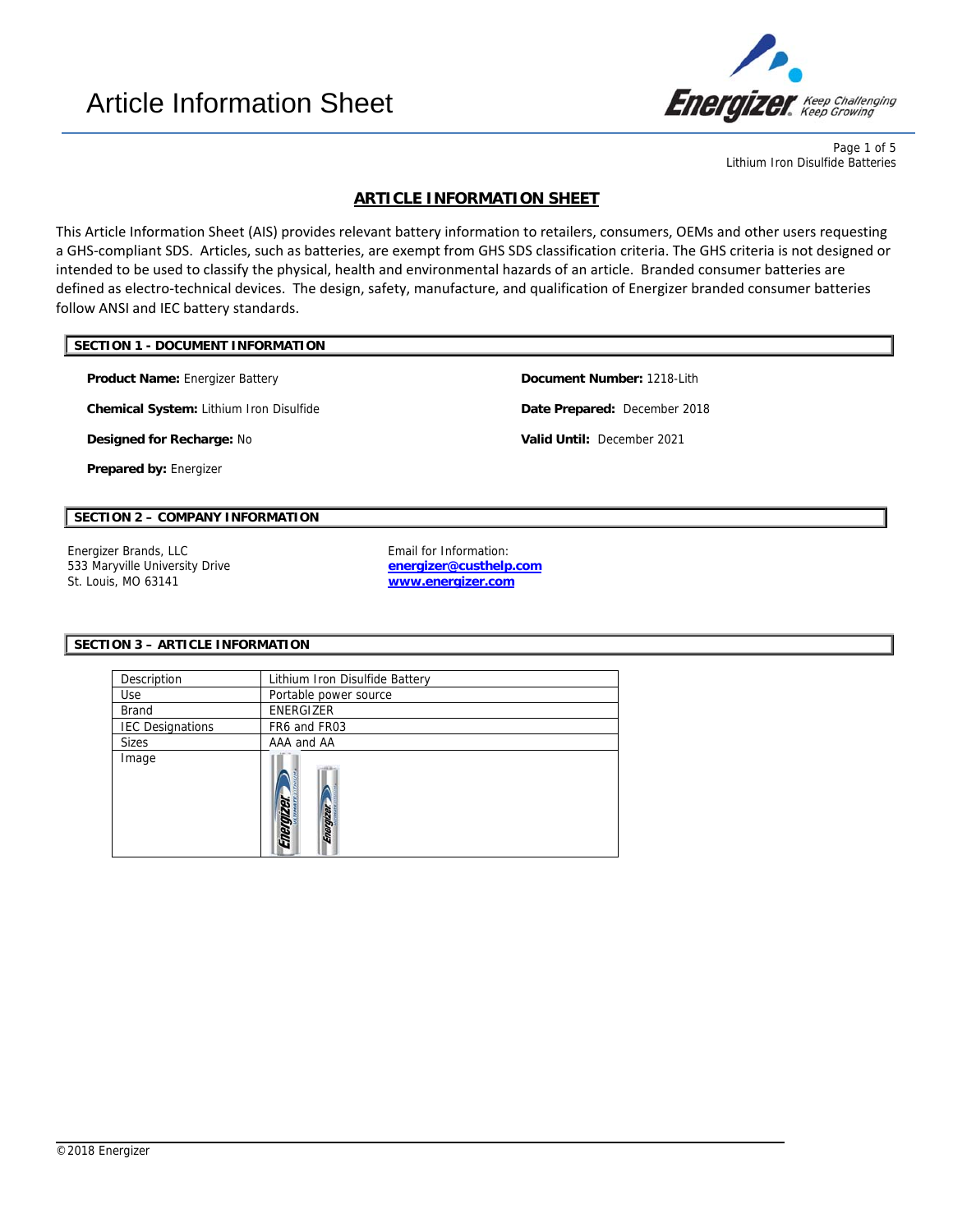# Article Information Sheet

## ARTICLE INFORMATION SHEET

This Article Information Sheet (AIS) provides relevant battery information to retailers, consumers, OEMs and other users requesting a GHS-compliant SDS. Articles, such as batteries, are exempt from GHS SDS classification criteria. The GHS criteria is not designed or intended to be used to classify the physical, health and environmental hazards of an article. Branded consumer batteries are defined as electro-technical devices. The design, safety, manufacture, and qualification of Energizer branded consumer batteries follow ANSI and IEC battery standards.

### SECTION 1 - DOCUMENT INFORMATION

**Product Name:** Energizer Battery

**Chemical System:** Lithium Iron Disulfide

**Designed for Recharge:** No

**Prepared by:** Energizer

**Document Number:** 1218-Lith

**Date Prepared:** December 2018

**Valid Until:** December 2021

### SECTION 2 – COMPANY INFORMATION

Energizer Brands, LLC
533 Maryville University Drive
St. Louis, MO 63141

Email for Information:
**energizer@custhelp.com**
**www.energizer.com**

### SECTION 3 – ARTICLE INFORMATION

| Description | Lithium Iron Disulfide Battery |
|---|---|
| Use | Portable power source |
| Brand | ENERGIZER |
| IEC Designations | FR6 and FR03 |
| Sizes | AAA and AA |
| Image | |

©2018 Energizer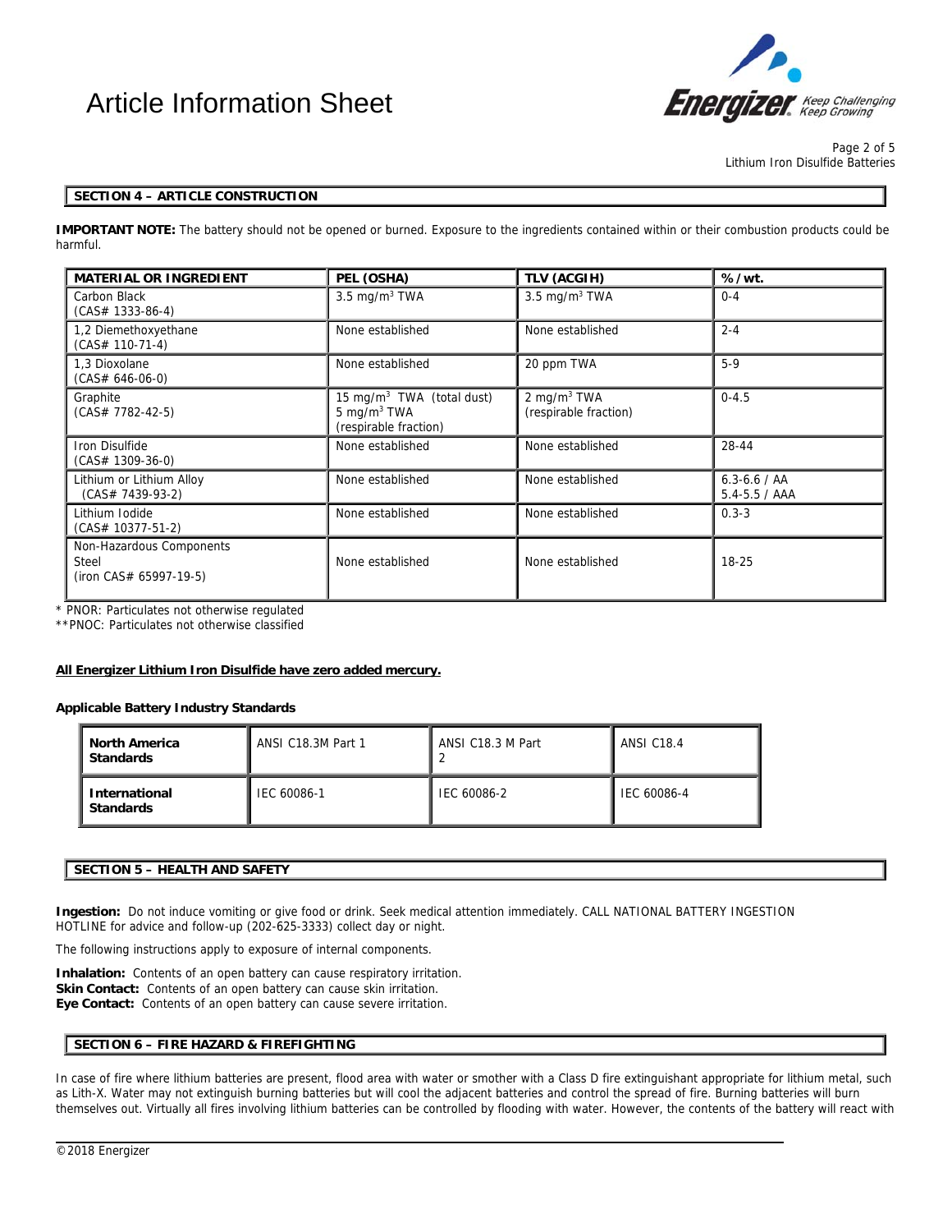## SECTION 4 – ARTICLE CONSTRUCTION

**IMPORTANT NOTE:** The battery should not be opened or burned. Exposure to the ingredients contained within or their combustion products could be harmful.

| MATERIAL OR INGREDIENT | PEL (OSHA) | TLV (ACGIH) | % /wt. |
|---|---|---|---|
| Carbon Black (CAS# 1333-86-4) | 3.5 mg/m$^3$ TWA | 3.5 mg/m$^3$ TWA | 0-4 |
| 1,2 Diemethoxyethane (CAS# 110-71-4) | None established | None established | 2-4 |
| 1,3 Dioxolane (CAS# 646-06-0) | None established | 20 ppm TWA | 5-9 |
| Graphite (CAS# 7782-42-5) | 15 mg/m$^3$ TWA (total dust) 5 mg/m$^3$ TWA (respirable fraction) | 2 mg/m$^3$ TWA (respirable fraction) | 0-4.5 |
| Iron Disulfide (CAS# 1309-36-0) | None established | None established | 28-44 |
| Lithium or Lithium Alloy (CAS# 7439-93-2) | None established | None established | 6.3-6.6 / AA 5.4-5.5 / AAA |
| Lithium Iodide (CAS# 10377-51-2) | None established | None established | 0.3-3 |
| Non-Hazardous Components Steel (iron CAS# 65997-19-5) | None established | None established | 18-25 |

* PNOR: Particulates not otherwise regulated
**PNOC: Particulates not otherwise classified

**All Energizer Lithium Iron Disulfide have zero added mercury.**

**Applicable Battery Industry Standards**

| | | | |
|---|---|---|---|
| **North America Standards** | ANSI C18.3M Part 1 | ANSI C18.3 M Part 2 | ANSI C18.4 |
| **International Standards** | IEC 60086-1 | IEC 60086-2 | IEC 60086-4 |

## SECTION 5 – HEALTH AND SAFETY

**Ingestion:** Do not induce vomiting or give food or drink. Seek medical attention immediately. CALL NATIONAL BATTERY INGESTION HOTLINE for advice and follow-up (202-625-3333) collect day or night.

The following instructions apply to exposure of internal components.

**Inhalation:** Contents of an open battery can cause respiratory irritation.
**Skin Contact:** Contents of an open battery can cause skin irritation.
**Eye Contact:** Contents of an open battery can cause severe irritation.

## SECTION 6 – FIRE HAZARD & FIREFIGHTING

In case of fire where lithium batteries are present, flood area with water or smother with a Class D fire extinguishant appropriate for lithium metal, such as Lith-X. Water may not extinguish burning batteries but will cool the adjacent batteries and control the spread of fire. Burning batteries will burn themselves out. Virtually all fires involving lithium batteries can be controlled by flooding with water. However, the contents of the battery will react with

©2018 Energizer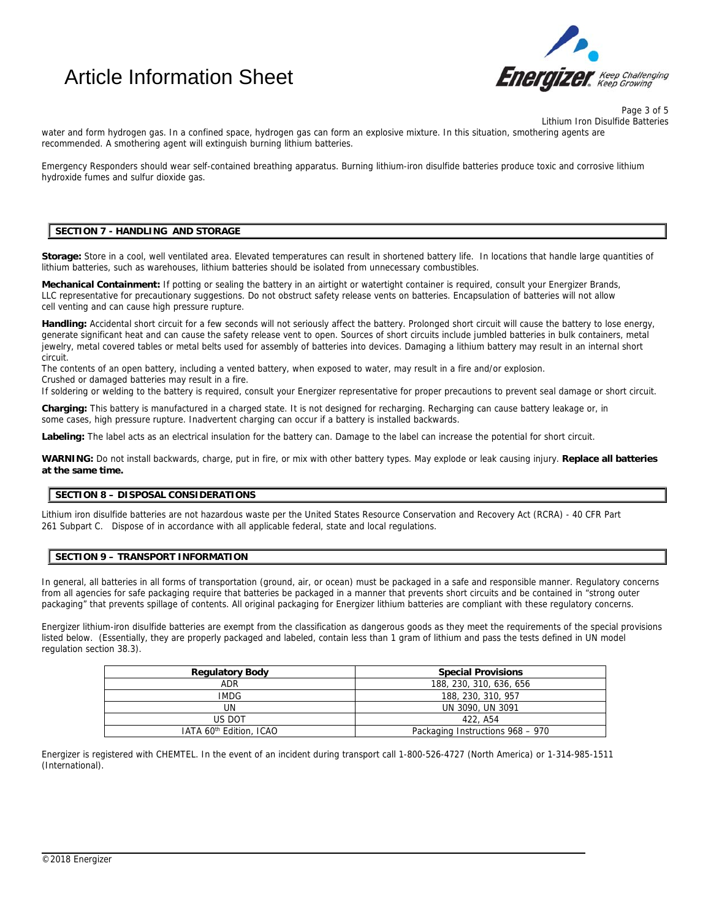water and form hydrogen gas. In a confined space, hydrogen gas can form an explosive mixture. In this situation, smothering agents are recommended. A smothering agent will extinguish burning lithium batteries.

Emergency Responders should wear self-contained breathing apparatus. Burning lithium-iron disulfide batteries produce toxic and corrosive lithium hydroxide fumes and sulfur dioxide gas.

## SECTION 7 - HANDLING AND STORAGE

**Storage:** Store in a cool, well ventilated area. Elevated temperatures can result in shortened battery life. In locations that handle large quantities of lithium batteries, such as warehouses, lithium batteries should be isolated from unnecessary combustibles.

**Mechanical Containment:** If potting or sealing the battery in an airtight or watertight container is required, consult your Energizer Brands, LLC representative for precautionary suggestions. Do not obstruct safety release vents on batteries. Encapsulation of batteries will not allow cell venting and can cause high pressure rupture.

**Handling:** Accidental short circuit for a few seconds will not seriously affect the battery. Prolonged short circuit will cause the battery to lose energy, generate significant heat and can cause the safety release vent to open. Sources of short circuits include jumbled batteries in bulk containers, metal jewelry, metal covered tables or metal belts used for assembly of batteries into devices. Damaging a lithium battery may result in an internal short circuit.
The contents of an open battery, including a vented battery, when exposed to water, may result in a fire and/or explosion.
Crushed or damaged batteries may result in a fire.
If soldering or welding to the battery is required, consult your Energizer representative for proper precautions to prevent seal damage or short circuit.

**Charging:** This battery is manufactured in a charged state. It is not designed for recharging. Recharging can cause battery leakage or, in some cases, high pressure rupture. Inadvertent charging can occur if a battery is installed backwards.

**Labeling:** The label acts as an electrical insulation for the battery can. Damage to the label can increase the potential for short circuit.

**WARNING:** Do not install backwards, charge, put in fire, or mix with other battery types. May explode or leak causing injury. **Replace all batteries at the same time.**

## SECTION 8 – DISPOSAL CONSIDERATIONS

Lithium iron disulfide batteries are not hazardous waste per the United States Resource Conservation and Recovery Act (RCRA) - 40 CFR Part 261 Subpart C. Dispose of in accordance with all applicable federal, state and local regulations.

## SECTION 9 – TRANSPORT INFORMATION

In general, all batteries in all forms of transportation (ground, air, or ocean) must be packaged in a safe and responsible manner. Regulatory concerns from all agencies for safe packaging require that batteries be packaged in a manner that prevents short circuits and be contained in "strong outer packaging" that prevents spillage of contents. All original packaging for Energizer lithium batteries are compliant with these regulatory concerns.

Energizer lithium-iron disulfide batteries are exempt from the classification as dangerous goods as they meet the requirements of the special provisions listed below. (Essentially, they are properly packaged and labeled, contain less than 1 gram of lithium and pass the tests defined in UN model regulation section 38.3).

| Regulatory Body | Special Provisions |
|---|---|
| ADR | 188, 230, 310, 636, 656 |
| IMDG | 188, 230, 310, 957 |
| UN | UN 3090, UN 3091 |
| US DOT | 422, A54 |
| IATA 60th Edition, ICAO | Packaging Instructions 968 – 970 |

Energizer is registered with CHEMTEL. In the event of an incident during transport call 1-800-526-4727 (North America) or 1-314-985-1511 (International).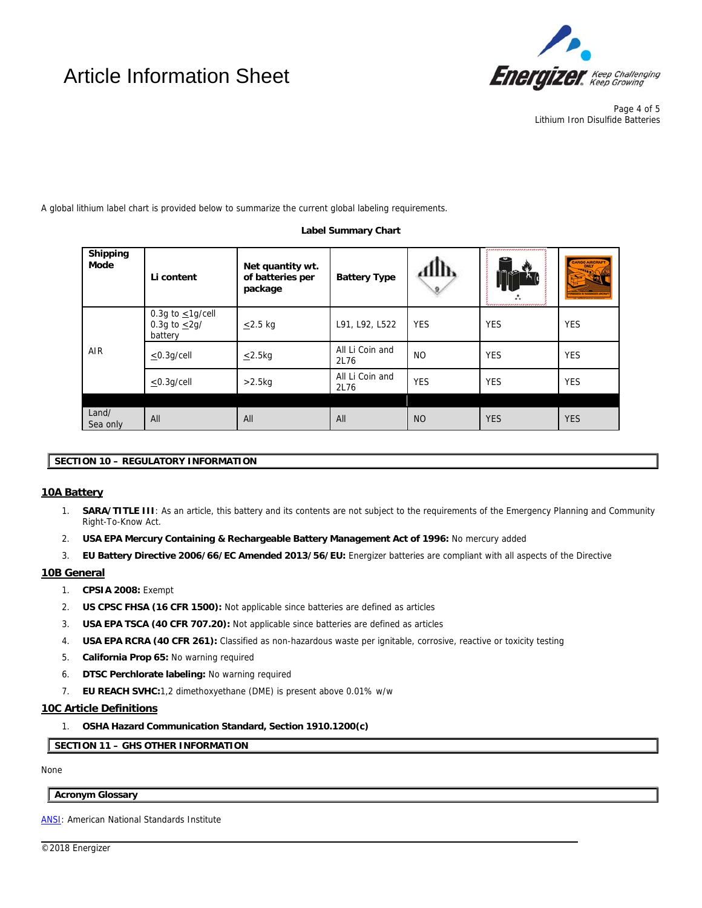A global lithium label chart is provided below to summarize the current global labeling requirements.

**Label Summary Chart**

| Shipping Mode | Li content | Net quantity wt. of batteries per package | Battery Type | | | |
|---|---|---|---|---|---|---|
| AIR | 0.3g to ≤1g/cell 0.3g to ≤2g/ battery | ≤2.5 kg | L91, L92, L522 | YES | YES | YES |
| | ≤0.3g/cell | ≤2.5kg | All Li Coin and 2L76 | NO | YES | YES |
| | ≤0.3g/cell | >2.5kg | All Li Coin and 2L76 | YES | YES | YES |
| Land/ Sea only | All | All | All | NO | YES | YES |

## SECTION 10 – REGULATORY INFORMATION

### 10A Battery

1. **SARA/TITLE III**: As an article, this battery and its contents are not subject to the requirements of the Emergency Planning and Community Right-To-Know Act.
2. **USA EPA Mercury Containing & Rechargeable Battery Management Act of 1996:** No mercury added
3. **EU Battery Directive 2006/66/EC Amended 2013/56/EU:** Energizer batteries are compliant with all aspects of the Directive

### 10B General

1. **CPSIA 2008:** Exempt
2. **US CPSC FHSA (16 CFR 1500):** Not applicable since batteries are defined as articles
3. **USA EPA TSCA (40 CFR 707.20):** Not applicable since batteries are defined as articles
4. **USA EPA RCRA (40 CFR 261):** Classified as non-hazardous waste per ignitable, corrosive, reactive or toxicity testing
5. **California Prop 65:** No warning required
6. **DTSC Perchlorate labeling:** No warning required
7. **EU REACH SVHC:**1,2 dimethoxyethane (DME) is present above 0.01% w/w

### 10C Article Definitions

1. **OSHA Hazard Communication Standard, Section 1910.1200(c)**

## SECTION 11 – GHS OTHER INFORMATION

None

## Acronym Glossary

ANSI: American National Standards Institute

©2018 Energizer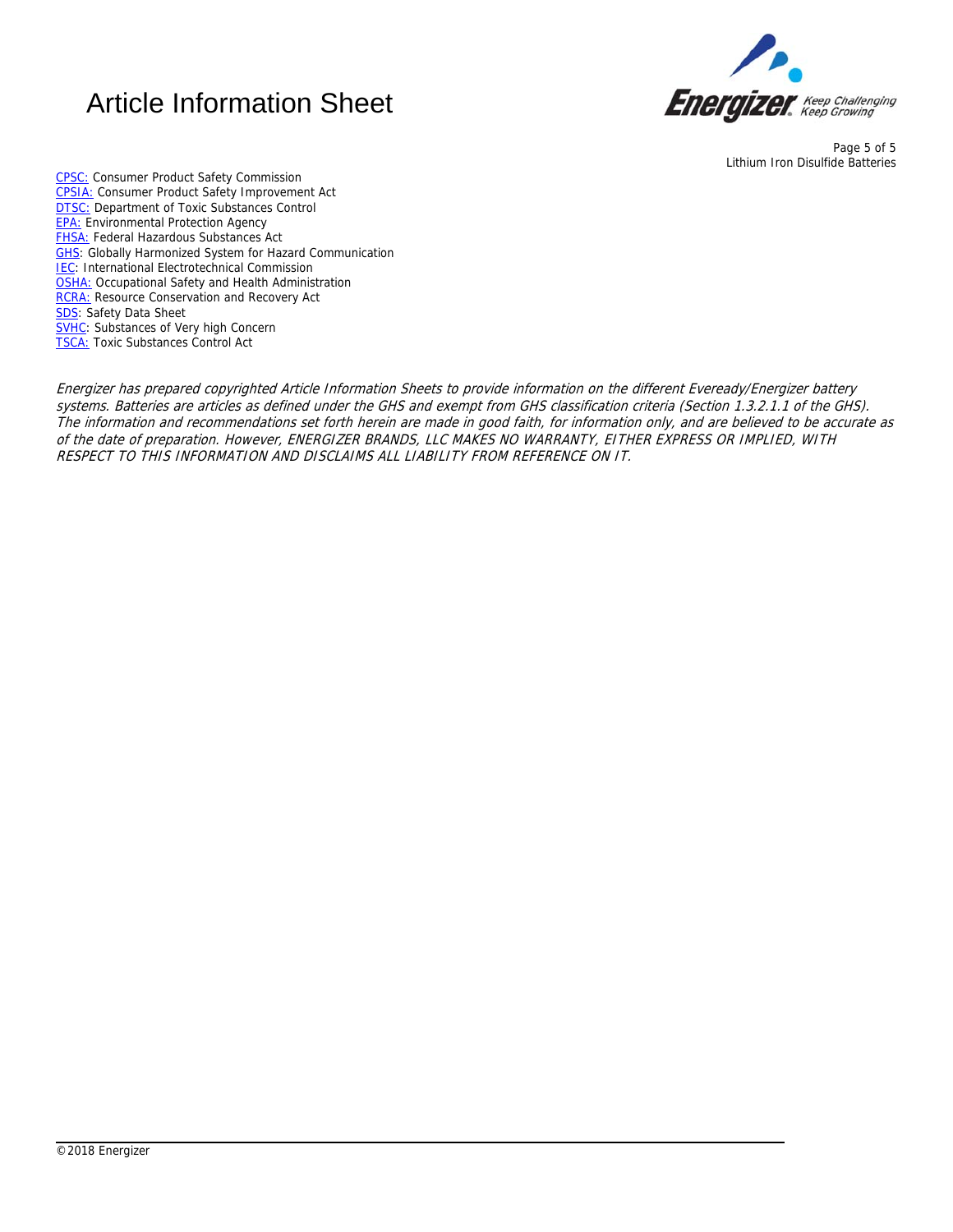CPSC: Consumer Product Safety Commission
CPSIA: Consumer Product Safety Improvement Act
DTSC: Department of Toxic Substances Control
EPA: Environmental Protection Agency
FHSA: Federal Hazardous Substances Act
GHS: Globally Harmonized System for Hazard Communication
IEC: International Electrotechnical Commission
OSHA: Occupational Safety and Health Administration
RCRA: Resource Conservation and Recovery Act
SDS: Safety Data Sheet
SVHC: Substances of Very high Concern
TSCA: Toxic Substances Control Act

*Energizer has prepared copyrighted Article Information Sheets to provide information on the different Eveready/Energizer battery systems. Batteries are articles as defined under the GHS and exempt from GHS classification criteria (Section 1.3.2.1.1 of the GHS). The information and recommendations set forth herein are made in good faith, for information only, and are believed to be accurate as of the date of preparation. However, ENERGIZER BRANDS, LLC MAKES NO WARRANTY, EITHER EXPRESS OR IMPLIED, WITH RESPECT TO THIS INFORMATION AND DISCLAIMS ALL LIABILITY FROM REFERENCE ON IT.*